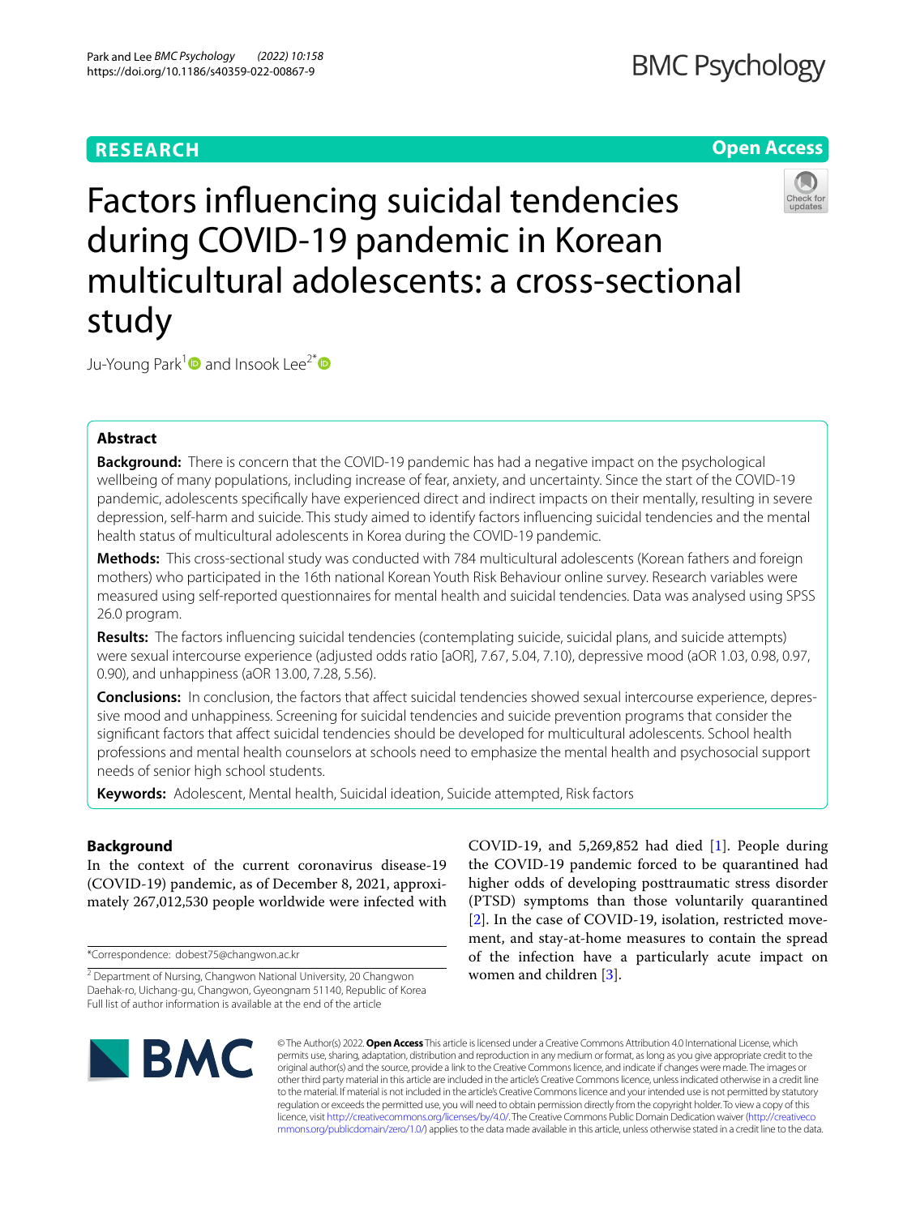# Factors influencing suicidal tendencies during COVID-19 pandemic in Korean multicultural adolescents: a cross-sectional study

Ju-Young Park[1] and Insook Lee[2*]

## Abstract

**Background:** There is concern that the COVID-19 pandemic has had a negative impact on the psychological wellbeing of many populations, including increase of fear, anxiety, and uncertainty. Since the start of the COVID-19 pandemic, adolescents specifically have experienced direct and indirect impacts on their mentally, resulting in severe depression, self-harm and suicide. This study aimed to identify factors influencing suicidal tendencies and the mental health status of multicultural adolescents in Korea during the COVID-19 pandemic.

**Methods:** This cross-sectional study was conducted with 784 multicultural adolescents (Korean fathers and foreign mothers) who participated in the 16th national Korean Youth Risk Behaviour online survey. Research variables were measured using self-reported questionnaires for mental health and suicidal tendencies. Data was analysed using SPSS 26.0 program.

**Results:** The factors influencing suicidal tendencies (contemplating suicide, suicidal plans, and suicide attempts) were sexual intercourse experience (adjusted odds ratio [aOR], 7.67, 5.04, 7.10), depressive mood (aOR 1.03, 0.98, 0.97, 0.90), and unhappiness (aOR 13.00, 7.28, 5.56).

**Conclusions:** In conclusion, the factors that affect suicidal tendencies showed sexual intercourse experience, depressive mood and unhappiness. Screening for suicidal tendencies and suicide prevention programs that consider the significant factors that affect suicidal tendencies should be developed for multicultural adolescents. School health professions and mental health counselors at schools need to emphasize the mental health and psychosocial support needs of senior high school students.

**Keywords:** Adolescent, Mental health, Suicidal ideation, Suicide attempted, Risk factors

## Background

In the context of the current coronavirus disease-19 (COVID-19) pandemic, as of December 8, 2021, approximately 267,012,530 people worldwide were infected with COVID-19, and 5,269,852 had died [1]. People during the COVID-19 pandemic forced to be quarantined had higher odds of developing posttraumatic stress disorder (PTSD) symptoms than those voluntarily quarantined [2]. In the case of COVID-19, isolation, restricted movement, and stay-at-home measures to contain the spread of the infection have a particularly acute impact on women and children [3].

*Correspondence: dobest75@changwon.ac.kr

[2] Department of Nursing, Changwon National University, 20 Changwon Daehak-ro, Uichang-gu, Changwon, Gyeongnam 51140, Republic of Korea
Full list of author information is available at the end of the article

© The Author(s) 2022. **Open Access** This article is licensed under a Creative Commons Attribution 4.0 International License, which permits use, sharing, adaptation, distribution and reproduction in any medium or format, as long as you give appropriate credit to the original author(s) and the source, provide a link to the Creative Commons licence, and indicate if changes were made. The images or other third party material in this article are included in the article's Creative Commons licence, unless indicated otherwise in a credit line to the material. If material is not included in the article's Creative Commons licence and your intended use is not permitted by statutory regulation or exceeds the permitted use, you will need to obtain permission directly from the copyright holder. To view a copy of this licence, visit http://creativecommons.org/licenses/by/4.0/. The Creative Commons Public Domain Dedication waiver (http://creativecommons.org/publicdomain/zero/1.0/) applies to the data made available in this article, unless otherwise stated in a credit line to the data.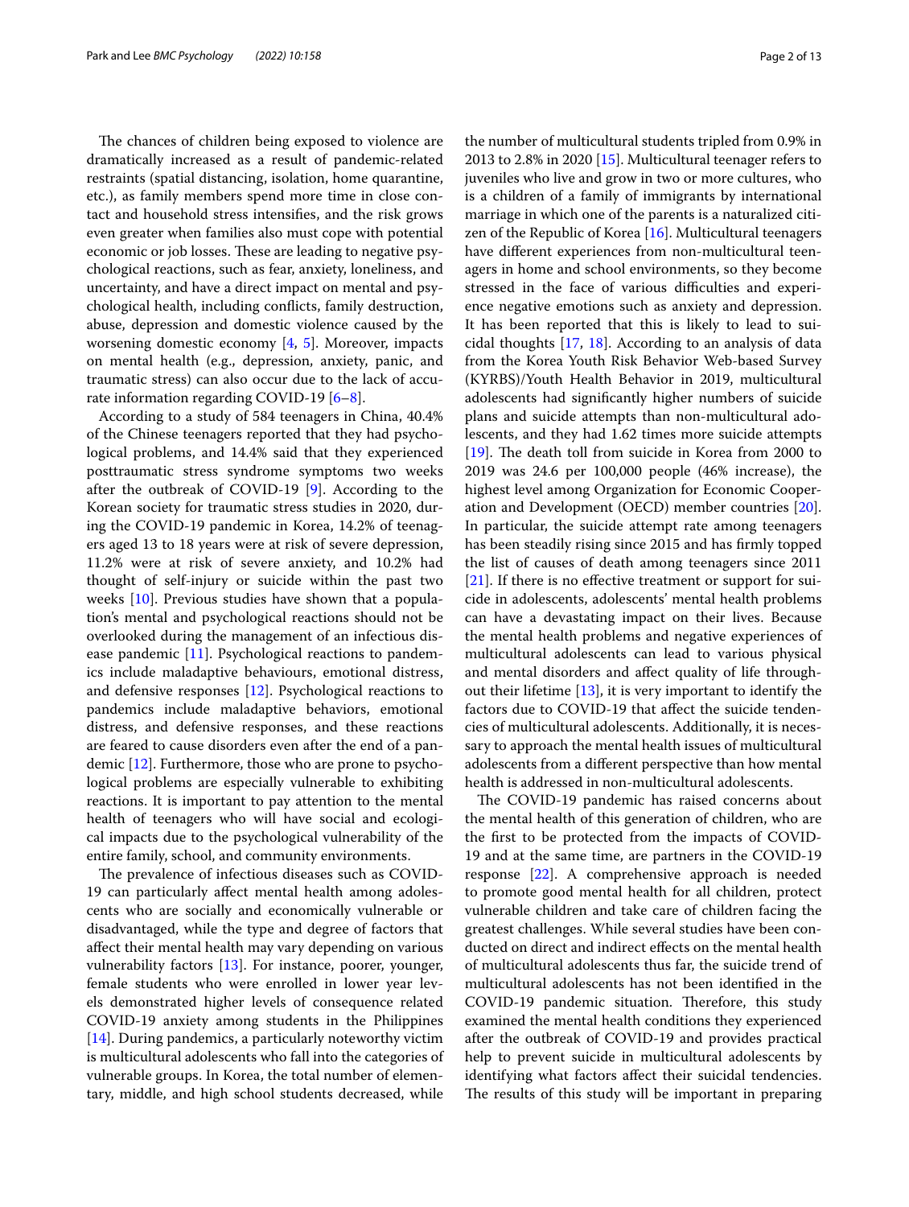The chances of children being exposed to violence are dramatically increased as a result of pandemic-related restraints (spatial distancing, isolation, home quarantine, etc.), as family members spend more time in close contact and household stress intensifies, and the risk grows even greater when families also must cope with potential economic or job losses. These are leading to negative psychological reactions, such as fear, anxiety, loneliness, and uncertainty, and have a direct impact on mental and psychological health, including conflicts, family destruction, abuse, depression and domestic violence caused by the worsening domestic economy [4, 5]. Moreover, impacts on mental health (e.g., depression, anxiety, panic, and traumatic stress) can also occur due to the lack of accurate information regarding COVID-19 [6–8].

According to a study of 584 teenagers in China, 40.4% of the Chinese teenagers reported that they had psychological problems, and 14.4% said that they experienced posttraumatic stress syndrome symptoms two weeks after the outbreak of COVID-19 [9]. According to the Korean society for traumatic stress studies in 2020, during the COVID-19 pandemic in Korea, 14.2% of teenagers aged 13 to 18 years were at risk of severe depression, 11.2% were at risk of severe anxiety, and 10.2% had thought of self-injury or suicide within the past two weeks [10]. Previous studies have shown that a population's mental and psychological reactions should not be overlooked during the management of an infectious disease pandemic [11]. Psychological reactions to pandemics include maladaptive behaviours, emotional distress, and defensive responses [12]. Psychological reactions to pandemics include maladaptive behaviors, emotional distress, and defensive responses, and these reactions are feared to cause disorders even after the end of a pandemic [12]. Furthermore, those who are prone to psychological problems are especially vulnerable to exhibiting reactions. It is important to pay attention to the mental health of teenagers who will have social and ecological impacts due to the psychological vulnerability of the entire family, school, and community environments.

The prevalence of infectious diseases such as COVID-19 can particularly affect mental health among adolescents who are socially and economically vulnerable or disadvantaged, while the type and degree of factors that affect their mental health may vary depending on various vulnerability factors [13]. For instance, poorer, younger, female students who were enrolled in lower year levels demonstrated higher levels of consequence related COVID-19 anxiety among students in the Philippines [14]. During pandemics, a particularly noteworthy victim is multicultural adolescents who fall into the categories of vulnerable groups. In Korea, the total number of elementary, middle, and high school students decreased, while the number of multicultural students tripled from 0.9% in 2013 to 2.8% in 2020 [15]. Multicultural teenager refers to juveniles who live and grow in two or more cultures, who is a children of a family of immigrants by international marriage in which one of the parents is a naturalized citizen of the Republic of Korea [16]. Multicultural teenagers have different experiences from non-multicultural teenagers in home and school environments, so they become stressed in the face of various difficulties and experience negative emotions such as anxiety and depression. It has been reported that this is likely to lead to suicidal thoughts [17, 18]. According to an analysis of data from the Korea Youth Risk Behavior Web-based Survey (KYRBS)/Youth Health Behavior in 2019, multicultural adolescents had significantly higher numbers of suicide plans and suicide attempts than non-multicultural adolescents, and they had 1.62 times more suicide attempts [19]. The death toll from suicide in Korea from 2000 to 2019 was 24.6 per 100,000 people (46% increase), the highest level among Organization for Economic Cooperation and Development (OECD) member countries [20]. In particular, the suicide attempt rate among teenagers has been steadily rising since 2015 and has firmly topped the list of causes of death among teenagers since 2011 [21]. If there is no effective treatment or support for suicide in adolescents, adolescents' mental health problems can have a devastating impact on their lives. Because the mental health problems and negative experiences of multicultural adolescents can lead to various physical and mental disorders and affect quality of life throughout their lifetime [13], it is very important to identify the factors due to COVID-19 that affect the suicide tendencies of multicultural adolescents. Additionally, it is necessary to approach the mental health issues of multicultural adolescents from a different perspective than how mental health is addressed in non-multicultural adolescents.

The COVID-19 pandemic has raised concerns about the mental health of this generation of children, who are the first to be protected from the impacts of COVID-19 and at the same time, are partners in the COVID-19 response [22]. A comprehensive approach is needed to promote good mental health for all children, protect vulnerable children and take care of children facing the greatest challenges. While several studies have been conducted on direct and indirect effects on the mental health of multicultural adolescents thus far, the suicide trend of multicultural adolescents has not been identified in the COVID-19 pandemic situation. Therefore, this study examined the mental health conditions they experienced after the outbreak of COVID-19 and provides practical help to prevent suicide in multicultural adolescents by identifying what factors affect their suicidal tendencies. The results of this study will be important in preparing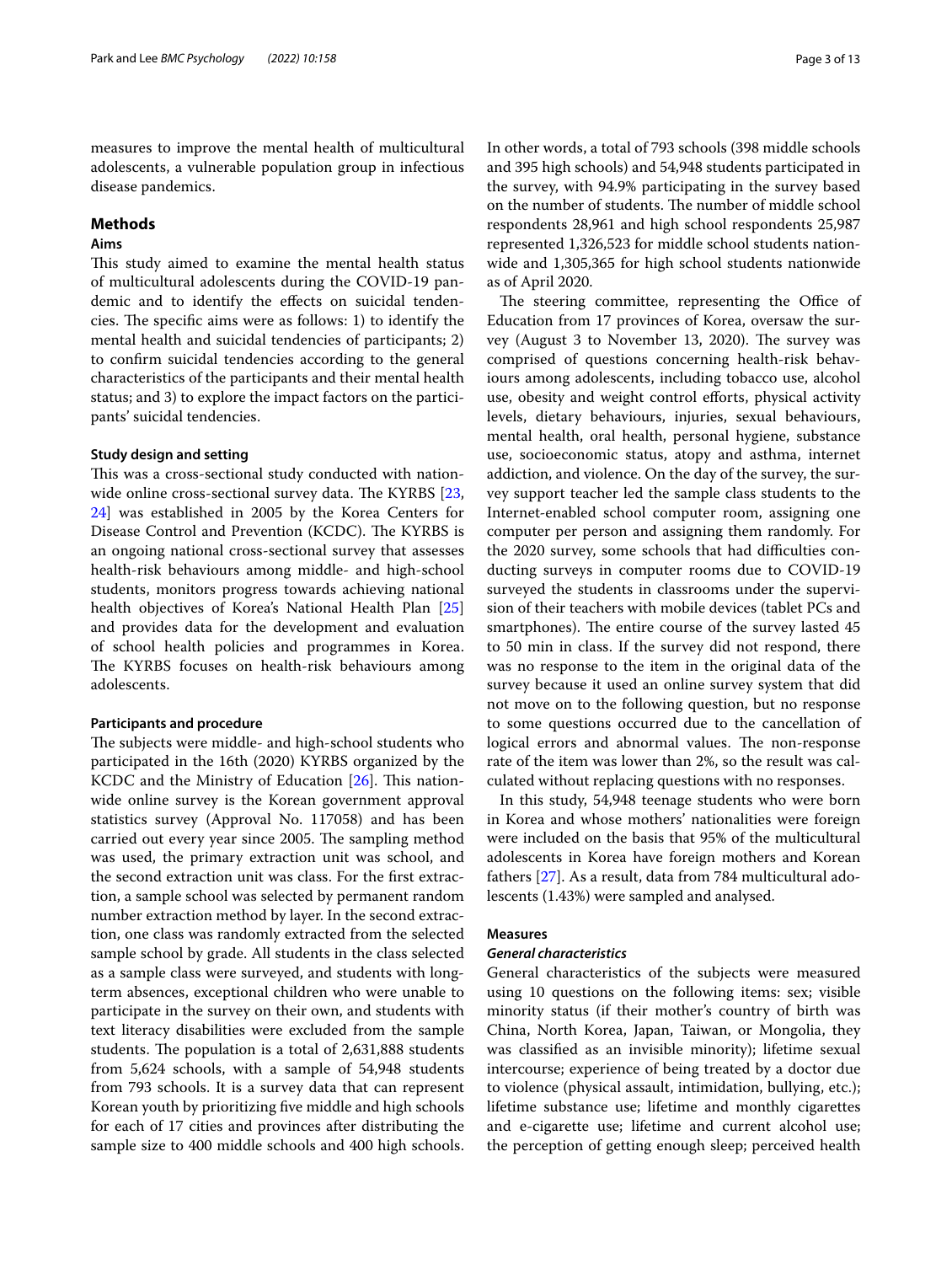measures to improve the mental health of multicultural adolescents, a vulnerable population group in infectious disease pandemics.

## Methods

### Aims

This study aimed to examine the mental health status of multicultural adolescents during the COVID-19 pandemic and to identify the effects on suicidal tendencies. The specific aims were as follows: 1) to identify the mental health and suicidal tendencies of participants; 2) to confirm suicidal tendencies according to the general characteristics of the participants and their mental health status; and 3) to explore the impact factors on the participants' suicidal tendencies.

### Study design and setting

This was a cross-sectional study conducted with nationwide online cross-sectional survey data. The KYRBS [23, 24] was established in 2005 by the Korea Centers for Disease Control and Prevention (KCDC). The KYRBS is an ongoing national cross-sectional survey that assesses health-risk behaviours among middle- and high-school students, monitors progress towards achieving national health objectives of Korea's National Health Plan [25] and provides data for the development and evaluation of school health policies and programmes in Korea. The KYRBS focuses on health-risk behaviours among adolescents.

### Participants and procedure

The subjects were middle- and high-school students who participated in the 16th (2020) KYRBS organized by the KCDC and the Ministry of Education [26]. This nationwide online survey is the Korean government approval statistics survey (Approval No. 117058) and has been carried out every year since 2005. The sampling method was used, the primary extraction unit was school, and the second extraction unit was class. For the first extraction, a sample school was selected by permanent random number extraction method by layer. In the second extraction, one class was randomly extracted from the selected sample school by grade. All students in the class selected as a sample class were surveyed, and students with long-term absences, exceptional children who were unable to participate in the survey on their own, and students with text literacy disabilities were excluded from the sample students. The population is a total of 2,631,888 students from 5,624 schools, with a sample of 54,948 students from 793 schools. It is a survey data that can represent Korean youth by prioritizing five middle and high schools for each of 17 cities and provinces after distributing the sample size to 400 middle schools and 400 high schools. In other words, a total of 793 schools (398 middle schools and 395 high schools) and 54,948 students participated in the survey, with 94.9% participating in the survey based on the number of students. The number of middle school respondents 28,961 and high school respondents 25,987 represented 1,326,523 for middle school students nationwide and 1,305,365 for high school students nationwide as of April 2020.

The steering committee, representing the Office of Education from 17 provinces of Korea, oversaw the survey (August 3 to November 13, 2020). The survey was comprised of questions concerning health-risk behaviours among adolescents, including tobacco use, alcohol use, obesity and weight control efforts, physical activity levels, dietary behaviours, injuries, sexual behaviours, mental health, oral health, personal hygiene, substance use, socioeconomic status, atopy and asthma, internet addiction, and violence. On the day of the survey, the survey support teacher led the sample class students to the Internet-enabled school computer room, assigning one computer per person and assigning them randomly. For the 2020 survey, some schools that had difficulties conducting surveys in computer rooms due to COVID-19 surveyed the students in classrooms under the supervision of their teachers with mobile devices (tablet PCs and smartphones). The entire course of the survey lasted 45 to 50 min in class. If the survey did not respond, there was no response to the item in the original data of the survey because it used an online survey system that did not move on to the following question, but no response to some questions occurred due to the cancellation of logical errors and abnormal values. The non-response rate of the item was lower than 2%, so the result was calculated without replacing questions with no responses.

In this study, 54,948 teenage students who were born in Korea and whose mothers' nationalities were foreign were included on the basis that 95% of the multicultural adolescents in Korea have foreign mothers and Korean fathers [27]. As a result, data from 784 multicultural adolescents (1.43%) were sampled and analysed.

### Measures

#### *General characteristics*

General characteristics of the subjects were measured using 10 questions on the following items: sex; visible minority status (if their mother's country of birth was China, North Korea, Japan, Taiwan, or Mongolia, they was classified as an invisible minority); lifetime sexual intercourse; experience of being treated by a doctor due to violence (physical assault, intimidation, bullying, etc.); lifetime substance use; lifetime and monthly cigarettes and e-cigarette use; lifetime and current alcohol use; the perception of getting enough sleep; perceived health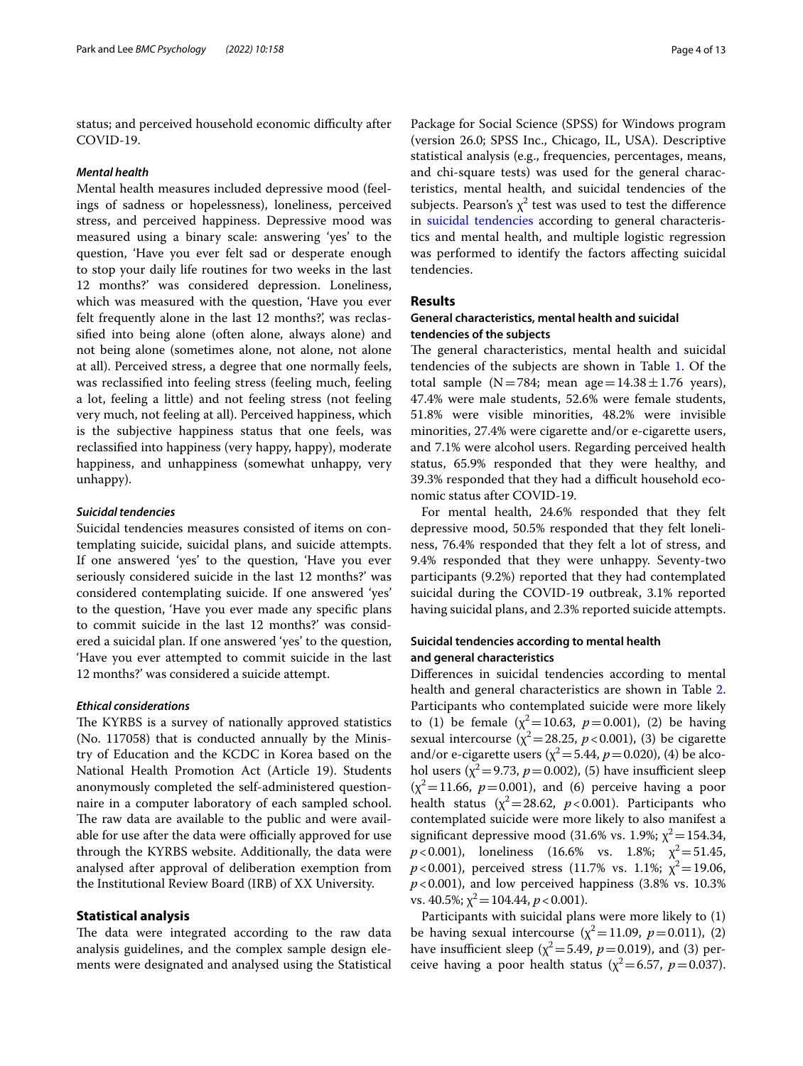status; and perceived household economic difficulty after COVID-19.

#### *Mental health*

Mental health measures included depressive mood (feelings of sadness or hopelessness), loneliness, perceived stress, and perceived happiness. Depressive mood was measured using a binary scale: answering 'yes' to the question, 'Have you ever felt sad or desperate enough to stop your daily life routines for two weeks in the last 12 months?' was considered depression. Loneliness, which was measured with the question, 'Have you ever felt frequently alone in the last 12 months?', was reclassified into being alone (often alone, always alone) and not being alone (sometimes alone, not alone, not alone at all). Perceived stress, a degree that one normally feels, was reclassified into feeling stress (feeling much, feeling a lot, feeling a little) and not feeling stress (not feeling very much, not feeling at all). Perceived happiness, which is the subjective happiness status that one feels, was reclassified into happiness (very happy, happy), moderate happiness, and unhappiness (somewhat unhappy, very unhappy).

#### *Suicidal tendencies*

Suicidal tendencies measures consisted of items on contemplating suicide, suicidal plans, and suicide attempts. If one answered 'yes' to the question, 'Have you ever seriously considered suicide in the last 12 months?' was considered contemplating suicide. If one answered 'yes' to the question, 'Have you ever made any specific plans to commit suicide in the last 12 months?' was considered a suicidal plan. If one answered 'yes' to the question, 'Have you ever attempted to commit suicide in the last 12 months?' was considered a suicide attempt.

#### *Ethical considerations*

The KYRBS is a survey of nationally approved statistics (No. 117058) that is conducted annually by the Ministry of Education and the KCDC in Korea based on the National Health Promotion Act (Article 19). Students anonymously completed the self-administered questionnaire in a computer laboratory of each sampled school. The raw data are available to the public and were available for use after the data were officially approved for use through the KYRBS website. Additionally, the data were analysed after approval of deliberation exemption from the Institutional Review Board (IRB) of XX University.

### Statistical analysis

The data were integrated according to the raw data analysis guidelines, and the complex sample design elements were designated and analysed using the Statistical Package for Social Science (SPSS) for Windows program (version 26.0; SPSS Inc., Chicago, IL, USA). Descriptive statistical analysis (e.g., frequencies, percentages, means, and chi-square tests) was used for the general characteristics, mental health, and suicidal tendencies of the subjects. Pearson's $\chi^2$ test was used to test the difference in suicidal tendencies according to general characteristics and mental health, and multiple logistic regression was performed to identify the factors affecting suicidal tendencies.

## Results

### General characteristics, mental health and suicidal tendencies of the subjects

The general characteristics, mental health and suicidal tendencies of the subjects are shown in Table 1. Of the total sample ($N = 784$; mean age $= 14.38 \pm 1.76$ years), 47.4% were male students, 52.6% were female students, 51.8% were visible minorities, 48.2% were invisible minorities, 27.4% were cigarette and/or e-cigarette users, and 7.1% were alcohol users. Regarding perceived health status, 65.9% responded that they were healthy, and 39.3% responded that they had a difficult household economic status after COVID-19.

For mental health, 24.6% responded that they felt depressive mood, 50.5% responded that they felt loneliness, 76.4% responded that they felt a lot of stress, and 9.4% responded that they were unhappy. Seventy-two participants (9.2%) reported that they had contemplated suicidal during the COVID-19 outbreak, 3.1% reported having suicidal plans, and 2.3% reported suicide attempts.

### Suicidal tendencies according to mental health and general characteristics

Differences in suicidal tendencies according to mental health and general characteristics are shown in Table 2. Participants who contemplated suicide were more likely to (1) be female ($\chi^2 = 10.63$, $p = 0.001$), (2) be having sexual intercourse ($\chi^2 = 28.25$, $p < 0.001$), (3) be cigarette and/or e-cigarette users ($\chi^2 = 5.44$, $p = 0.020$), (4) be alcohol users ($\chi^2 = 9.73$, $p = 0.002$), (5) have insufficient sleep ($\chi^2 = 11.66$, $p = 0.001$), and (6) perceive having a poor health status ($\chi^2 = 28.62$, $p < 0.001$). Participants who contemplated suicide were more likely to manifest a significant depressive mood (31.6% vs. 1.9%; $\chi^2 = 154.34$, $p < 0.001$), loneliness (16.6% vs. 1.8%; $\chi^2 = 51.45$, $p < 0.001$), perceived stress (11.7% vs. 1.1%; $\chi^2 = 19.06$, $p < 0.001$), and low perceived happiness (3.8% vs. 10.3% vs. 40.5%; $\chi^2 = 104.44$, $p < 0.001$).

Participants with suicidal plans were more likely to (1) be having sexual intercourse ($\chi^2 = 11.09$, $p = 0.011$), (2) have insufficient sleep ($\chi^2 = 5.49$, $p = 0.019$), and (3) perceive having a poor health status ($\chi^2 = 6.57$, $p = 0.037$).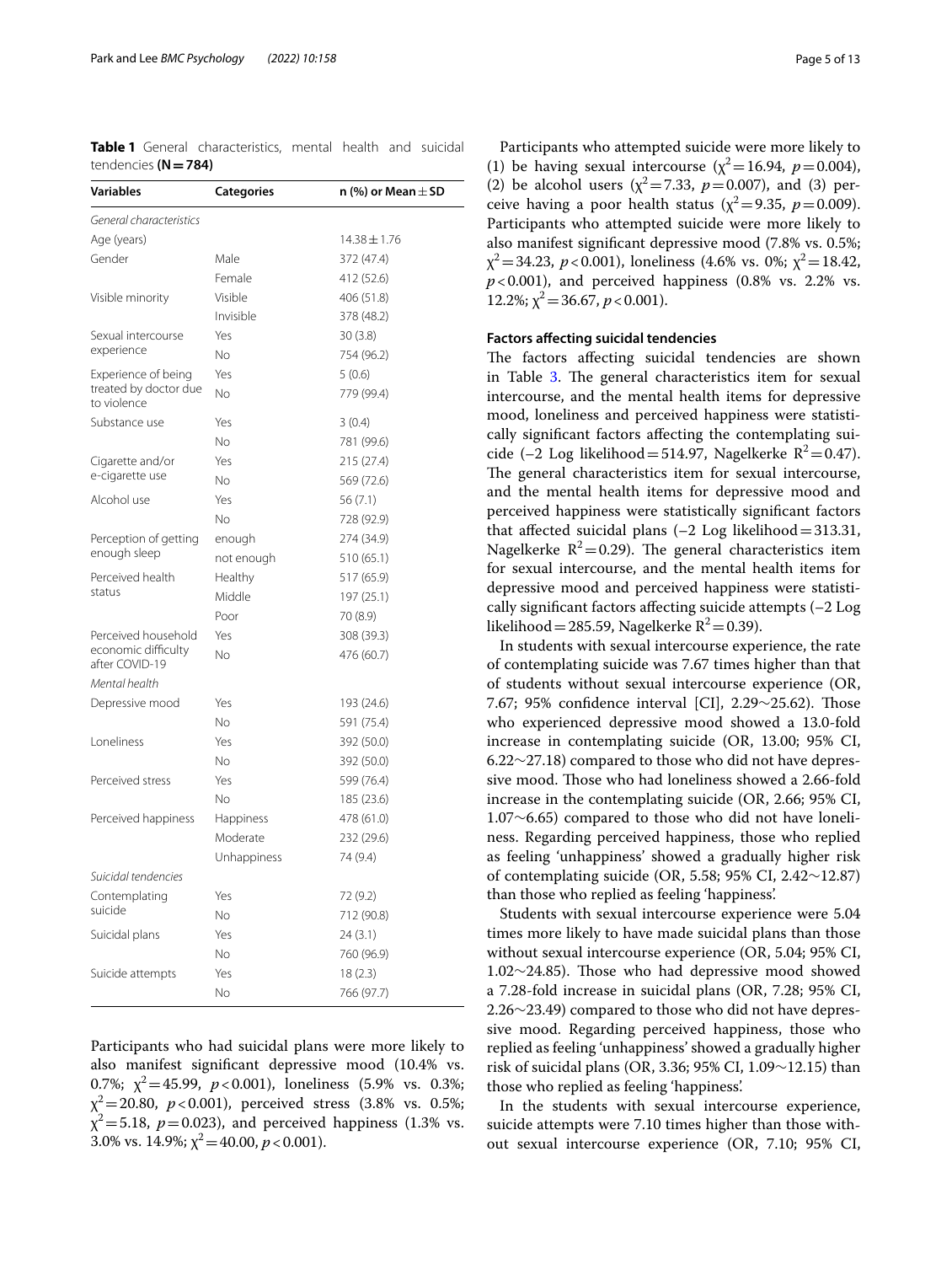**Table 1** General characteristics, mental health and suicidal tendencies **(N = 784)**

| Variables | Categories | n (%) or Mean ± SD |
|---|---|---|
| *General characteristics* | | |
| Age (years) | | 14.38 ± 1.76 |
| Gender | Male | 372 (47.4) |
| | Female | 412 (52.6) |
| Visible minority | Visible | 406 (51.8) |
| | Invisible | 378 (48.2) |
| Sexual intercourse experience | Yes | 30 (3.8) |
| | No | 754 (96.2) |
| Experience of being treated by doctor due to violence | Yes | 5 (0.6) |
| | No | 779 (99.4) |
| Substance use | Yes | 3 (0.4) |
| | No | 781 (99.6) |
| Cigarette and/or e-cigarette use | Yes | 215 (27.4) |
| | No | 569 (72.6) |
| Alcohol use | Yes | 56 (7.1) |
| | No | 728 (92.9) |
| Perception of getting enough sleep | enough | 274 (34.9) |
| | not enough | 510 (65.1) |
| Perceived health status | Healthy | 517 (65.9) |
| | Middle | 197 (25.1) |
| | Poor | 70 (8.9) |
| Perceived household economic difficulty after COVID-19 | Yes | 308 (39.3) |
| | No | 476 (60.7) |
| *Mental health* | | |
| Depressive mood | Yes | 193 (24.6) |
| | No | 591 (75.4) |
| Loneliness | Yes | 392 (50.0) |
| | No | 392 (50.0) |
| Perceived stress | Yes | 599 (76.4) |
| | No | 185 (23.6) |
| Perceived happiness | Happiness | 478 (61.0) |
| | Moderate | 232 (29.6) |
| | Unhappiness | 74 (9.4) |
| *Suicidal tendencies* | | |
| Contemplating suicide | Yes | 72 (9.2) |
| | No | 712 (90.8) |
| Suicidal plans | Yes | 24 (3.1) |
| | No | 760 (96.9) |
| Suicide attempts | Yes | 18 (2.3) |
| | No | 766 (97.7) |

Participants who had suicidal plans were more likely to also manifest significant depressive mood (10.4% vs. 0.7%; $\chi^2 = 45.99$, $p < 0.001$), loneliness (5.9% vs. 0.3%; $\chi^2 = 20.80$, $p < 0.001$), perceived stress (3.8% vs. 0.5%; $\chi^2 = 5.18$, $p = 0.023$), and perceived happiness (1.3% vs. 3.0% vs. 14.9%; $\chi^2 = 40.00$, $p < 0.001$).

Participants who attempted suicide were more likely to (1) be having sexual intercourse ($\chi^2 = 16.94$, $p = 0.004$), (2) be alcohol users ($\chi^2 = 7.33$, $p = 0.007$), and (3) perceive having a poor health status ($\chi^2 = 9.35$, $p = 0.009$). Participants who attempted suicide were more likely to also manifest significant depressive mood (7.8% vs. 0.5%; $\chi^2 = 34.23$, $p < 0.001$), loneliness (4.6% vs. 0%; $\chi^2 = 18.42$, $p < 0.001$), and perceived happiness (0.8% vs. 2.2% vs. 12.2%; $\chi^2 = 36.67$, $p < 0.001$).

### Factors affecting suicidal tendencies

The factors affecting suicidal tendencies are shown in Table 3. The general characteristics item for sexual intercourse, and the mental health items for depressive mood, loneliness and perceived happiness were statistically significant factors affecting the contemplating suicide (−2 Log likelihood = 514.97, Nagelkerke $R^2 = 0.47$). The general characteristics item for sexual intercourse, and the mental health items for depressive mood and perceived happiness were statistically significant factors that affected suicidal plans (−2 Log likelihood = 313.31, Nagelkerke $R^2 = 0.29$). The general characteristics item for sexual intercourse, and the mental health items for depressive mood and perceived happiness were statistically significant factors affecting suicide attempts (−2 Log likelihood = 285.59, Nagelkerke $R^2 = 0.39$).

In students with sexual intercourse experience, the rate of contemplating suicide was 7.67 times higher than that of students without sexual intercourse experience (OR, 7.67; 95% confidence interval [CI], 2.29~25.62). Those who experienced depressive mood showed a 13.0-fold increase in contemplating suicide (OR, 13.00; 95% CI, 6.22~27.18) compared to those who did not have depressive mood. Those who had loneliness showed a 2.66-fold increase in the contemplating suicide (OR, 2.66; 95% CI, 1.07~6.65) compared to those who did not have loneliness. Regarding perceived happiness, those who replied as feeling 'unhappiness' showed a gradually higher risk of contemplating suicide (OR, 5.58; 95% CI, 2.42~12.87) than those who replied as feeling 'happiness'.

Students with sexual intercourse experience were 5.04 times more likely to have made suicidal plans than those without sexual intercourse experience (OR, 5.04; 95% CI, 1.02~24.85). Those who had depressive mood showed a 7.28-fold increase in suicidal plans (OR, 7.28; 95% CI, 2.26~23.49) compared to those who did not have depressive mood. Regarding perceived happiness, those who replied as feeling 'unhappiness' showed a gradually higher risk of suicidal plans (OR, 3.36; 95% CI, 1.09~12.15) than those who replied as feeling 'happiness'.

In the students with sexual intercourse experience, suicide attempts were 7.10 times higher than those without sexual intercourse experience (OR, 7.10; 95% CI,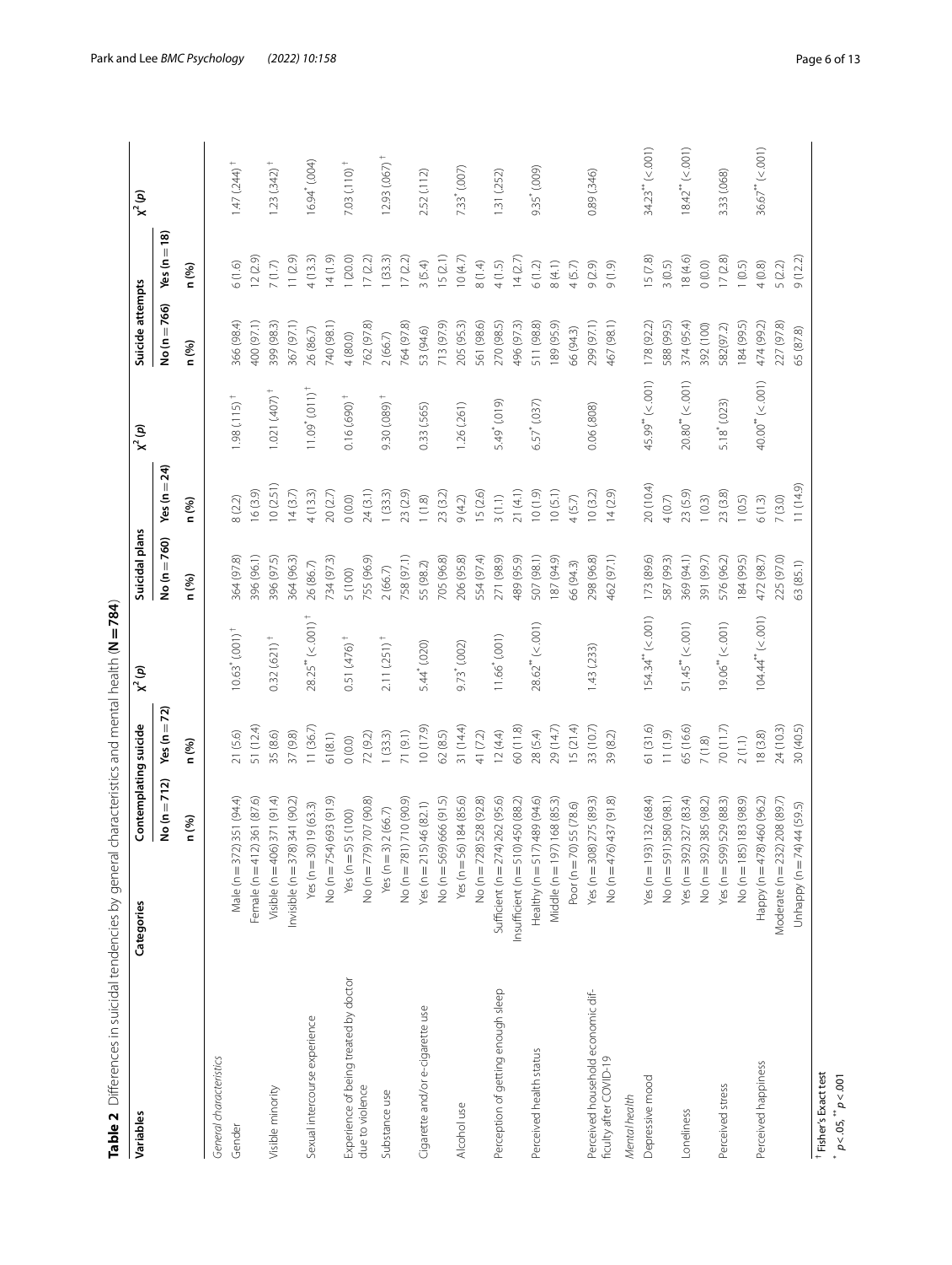**Table 2** Differences in suicidal tendencies by general characteristics and mental health (**N = 784**)

| Variables | Categories | Contemplating suicide | | $\chi^2$ (p) | Suicidal plans | | $\chi^2$ (p) | Suicide attempts | | $\chi^2$ (p) |
|---|---|---|---|---|---|---|---|---|---|---|
| | | No (n = 712) | Yes (n = 72) | | No (n = 760) | Yes (n = 24) | | No (n = 766) | Yes (n = 18) | |
| | | n (%) | n (%) | | n (%) | n (%) | | n (%) | n (%) | |
| *General characteristics* | | | | | | | | | | |
| Gender | Male (n = 372) | 351 (94.4) | 21 (5.6) | 10.63* (.001)† | 364 (97.8) | 8 (2.2) | 1.98 (.115)† | 366 (98.4) | 6 (1.6) | 1.47 (.244)† |
| | Female (n = 412) | 361 (87.6) | 51 (12.4) | | 396 (96.1) | 16 (3.9) | | 400 (97.1) | 12 (2.9) | |
| Visible minority | Visible (n = 406) | 371 (91.4) | 35 (8.6) | 0.32 (.621)† | 396 (97.5) | 10 (2.51) | 1.021 (.407)† | 399 (98.3) | 7 (1.7) | 1.23 (.342)† |
| | Invisible (n = 378) | 341 (90.2) | 37 (9.8) | | 364 (96.3) | 14 (3.7) | | 367 (97.1) | 11 (2.9) | |
| Sexual intercourse experience | Yes (n = 30) | 19 (63.3) | 11 (36.7) | 28.25** (<.001)† | 26 (86.7) | 4 (13.3) | 11.09* (.011)† | 26 (86.7) | 4 (13.3) | 16.94* (.004) |
| | No (n = 754) | 693 (91.9) | 61 (8.1) | | 734 (97.3) | 20 (2.7) | | 740 (98.1) | 14 (1.9) | |
| Experience of being treated by doctor due to violence | Yes (n = 5) | 5 (100) | 0 (0.0) | 0.51 (.476)† | 5 (100) | 0 (0.0) | 0.16 (.690)† | 4 (80.0) | 1 (20.0) | 7.03 (.110)† |
| | No (n = 779) | 707 (90.8) | 72 (9.2) | | 755 (96.9) | 24 (3.1) | | 762 (97.8) | 17 (2.2) | |
| Substance use | Yes (n = 3) | 2 (66.7) | 1 (33.3) | 2.11 (.251)† | 2 (66.7) | 1 (33.3) | 9.30 (.089)† | 2 (66.7) | 1 (33.3) | 12.93 (.067)† |
| | No (n = 781) | 710 (90.9) | 71 (9.1) | | 758 (97.1) | 23 (2.9) | | 764 (97.8) | 17 (2.2) | |
| Cigarette and/or e-cigarette use | Yes (n = 215) | 46 (82.1) | 10 (17.9) | 5.44* (.020) | 55 (98.2) | 1 (1.8) | 0.33 (.565) | 53 (94.6) | 3 (5.4) | 2.52 (.112) |
| | No (n = 569) | 666 (91.5) | 62 (8.5) | | 705 (96.8) | 23 (3.2) | | 713 (97.9) | 15 (2.1) | |
| Alcohol use | Yes (n = 56) | 184 (85.6) | 31 (14.4) | 9.73* (.002) | 206 (95.8) | 9 (4.2) | 1.26 (.261) | 205 (95.3) | 10 (4.7) | 7.33* (.007) |
| | No (n = 728) | 528 (92.8) | 41 (7.2) | | 554 (97.4) | 15 (2.6) | | 561 (98.6) | 8 (1.4) | |
| Perception of getting enough sleep | Sufficient (n = 274) | 262 (95.6) | 12 (4.4) | 11.66* (.001) | 271 (98.9) | 3 (1.1) | 5.49* (.019) | 270 (98.5) | 4 (1.5) | 1.31 (.252) |
| | Insufficient (n = 510) | 450 (88.2) | 60 (11.8) | | 489 (95.9) | 21 (4.1) | | 496 (97.3) | 14 (2.7) | |
| Perceived health status | Healthy (n = 517) | 489 (94.6) | 28 (5.4) | 28.62** (<.001) | 507 (98.1) | 10 (1.9) | 6.57* (.037) | 511 (98.8) | 6 (1.2) | 9.35* (.009) |
| | Middle (n = 197) | 168 (85.3) | 29 (14.7) | | 187 (94.9) | 10 (5.1) | | 189 (95.9) | 8 (4.1) | |
| | Poor (n = 70) | 55 (78.6) | 15 (21.4) | | 66 (94.3) | 4 (5.7) | | 66 (94.3) | 4 (5.7) | |
| Perceived household economic difficulty after COVID-19 | Yes (n = 308) | 275 (89.3) | 33 (10.7) | 1.43 (.233) | 298 (96.8) | 10 (3.2) | 0.06 (.808) | 299 (97.1) | 9 (2.9) | 0.89 (.346) |
| | No (n = 476) | 437 (91.8) | 39 (8.2) | | 462 (97.1) | 14 (2.9) | | 467 (98.1) | 9 (1.9) | |
| *Mental health* | | | | | | | | | | |
| Depressive mood | Yes (n = 193) | 132 (68.4) | 61 (31.6) | 154.34** (<.001) | 173 (89.6) | 20 (10.4) | 45.99** (<.001) | 178 (92.2) | 15 (7.8) | 34.23** (<.001) |
| | No (n = 591) | 580 (98.1) | 11 (1.9) | | 587 (99.3) | 4 (0.7) | | 588 (99.5) | 3 (0.5) | |
| Loneliness | Yes (n = 392) | 327 (83.4) | 65 (16.6) | 51.45** (<.001) | 369 (94.1) | 23 (5.9) | 20.80** (<.001) | 374 (95.4) | 18 (4.6) | 18.42** (<.001) |
| | No (n = 392) | 385 (98.2) | 7 (1.8) | | 391 (99.7) | 1 (0.3) | | 392 (100) | 0 (0.0) | |
| Perceived stress | Yes (n = 599) | 529 (88.3) | 70 (11.7) | 19.06** (<.001) | 576 (96.2) | 23 (3.8) | 5.18* (.023) | 582(97.2) | 17 (2.8) | 3.33 (.068) |
| | No (n = 185) | 183 (98.9) | 2 (1.1) | | 184 (99.5) | 1 (0.5) | | 184 (99.5) | 1 (0.5) | |
| Perceived happiness | Happy (n = 478) | 460 (96.2) | 18 (3.8) | 104.44** (<.001) | 472 (98.7) | 6 (1.3) | 40.00** (<.001) | 474 (99.2) | 4 (0.8) | 36.67** (<.001) |
| | Moderate (n = 232) | 208 (89.7) | 24 (10.3) | | 225 (97.0) | 7 (3.0) | | 227 (97.8) | 5 (2.2) | |
| | Unhappy (n = 74) | 44 (59.5) | 30 (40.5) | | 63 (85.1) | 11 (14.9) | | 65 (87.8) | 9 (12.2) | |

† Fisher's Exact test

* $p < .05$, ** $p < .001$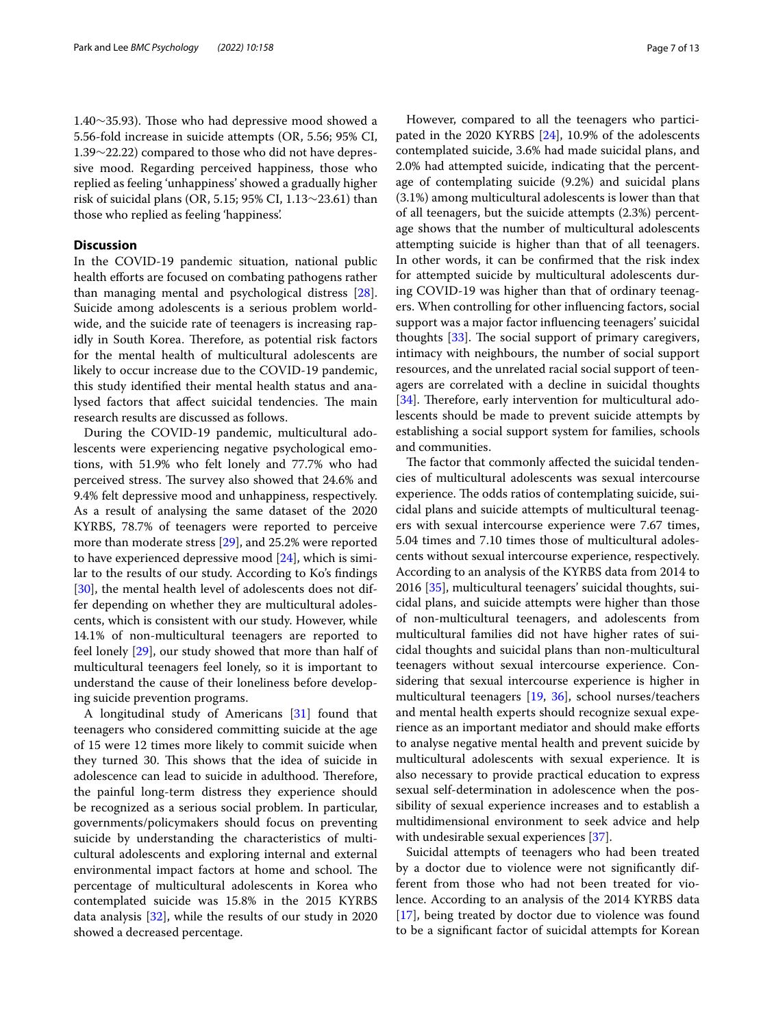1.40~35.93). Those who had depressive mood showed a 5.56-fold increase in suicide attempts (OR, 5.56; 95% CI, 1.39~22.22) compared to those who did not have depressive mood. Regarding perceived happiness, those who replied as feeling 'unhappiness' showed a gradually higher risk of suicidal plans (OR, 5.15; 95% CI, 1.13~23.61) than those who replied as feeling 'happiness'.

## Discussion

In the COVID-19 pandemic situation, national public health efforts are focused on combating pathogens rather than managing mental and psychological distress [28]. Suicide among adolescents is a serious problem worldwide, and the suicide rate of teenagers is increasing rapidly in South Korea. Therefore, as potential risk factors for the mental health of multicultural adolescents are likely to occur increase due to the COVID-19 pandemic, this study identified their mental health status and analysed factors that affect suicidal tendencies. The main research results are discussed as follows.

During the COVID-19 pandemic, multicultural adolescents were experiencing negative psychological emotions, with 51.9% who felt lonely and 77.7% who had perceived stress. The survey also showed that 24.6% and 9.4% felt depressive mood and unhappiness, respectively. As a result of analysing the same dataset of the 2020 KYRBS, 78.7% of teenagers were reported to perceive more than moderate stress [29], and 25.2% were reported to have experienced depressive mood [24], which is similar to the results of our study. According to Ko's findings [30], the mental health level of adolescents does not differ depending on whether they are multicultural adolescents, which is consistent with our study. However, while 14.1% of non-multicultural teenagers are reported to feel lonely [29], our study showed that more than half of multicultural teenagers feel lonely, so it is important to understand the cause of their loneliness before developing suicide prevention programs.

A longitudinal study of Americans [31] found that teenagers who considered committing suicide at the age of 15 were 12 times more likely to commit suicide when they turned 30. This shows that the idea of suicide in adolescence can lead to suicide in adulthood. Therefore, the painful long-term distress they experience should be recognized as a serious social problem. In particular, governments/policymakers should focus on preventing suicide by understanding the characteristics of multicultural adolescents and exploring internal and external environmental impact factors at home and school. The percentage of multicultural adolescents in Korea who contemplated suicide was 15.8% in the 2015 KYRBS data analysis [32], while the results of our study in 2020 showed a decreased percentage.

However, compared to all the teenagers who participated in the 2020 KYRBS [24], 10.9% of the adolescents contemplated suicide, 3.6% had made suicidal plans, and 2.0% had attempted suicide, indicating that the percentage of contemplating suicide (9.2%) and suicidal plans (3.1%) among multicultural adolescents is lower than that of all teenagers, but the suicide attempts (2.3%) percentage shows that the number of multicultural adolescents attempting suicide is higher than that of all teenagers. In other words, it can be confirmed that the risk index for attempted suicide by multicultural adolescents during COVID-19 was higher than that of ordinary teenagers. When controlling for other influencing factors, social support was a major factor influencing teenagers' suicidal thoughts [33]. The social support of primary caregivers, intimacy with neighbours, the number of social support resources, and the unrelated racial social support of teenagers are correlated with a decline in suicidal thoughts [34]. Therefore, early intervention for multicultural adolescents should be made to prevent suicide attempts by establishing a social support system for families, schools and communities.

The factor that commonly affected the suicidal tendencies of multicultural adolescents was sexual intercourse experience. The odds ratios of contemplating suicide, suicidal plans and suicide attempts of multicultural teenagers with sexual intercourse experience were 7.67 times, 5.04 times and 7.10 times those of multicultural adolescents without sexual intercourse experience, respectively. According to an analysis of the KYRBS data from 2014 to 2016 [35], multicultural teenagers' suicidal thoughts, suicidal plans, and suicide attempts were higher than those of non-multicultural teenagers, and adolescents from multicultural families did not have higher rates of suicidal thoughts and suicidal plans than non-multicultural teenagers without sexual intercourse experience. Considering that sexual intercourse experience is higher in multicultural teenagers [19, 36], school nurses/teachers and mental health experts should recognize sexual experience as an important mediator and should make efforts to analyse negative mental health and prevent suicide by multicultural adolescents with sexual experience. It is also necessary to provide practical education to express sexual self-determination in adolescence when the possibility of sexual experience increases and to establish a multidimensional environment to seek advice and help with undesirable sexual experiences [37].

Suicidal attempts of teenagers who had been treated by a doctor due to violence were not significantly different from those who had not been treated for violence. According to an analysis of the 2014 KYRBS data [17], being treated by doctor due to violence was found to be a significant factor of suicidal attempts for Korean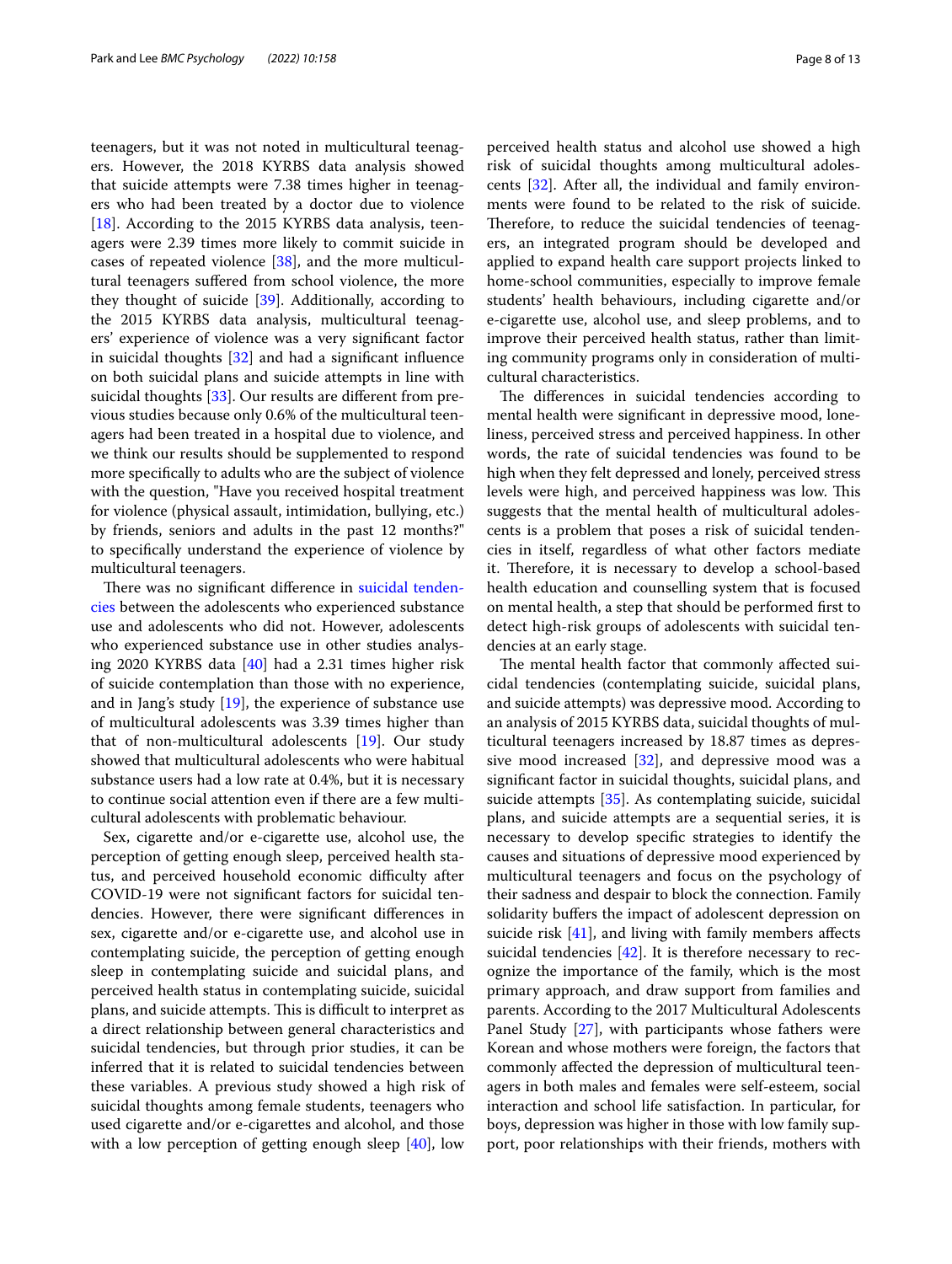teenagers, but it was not noted in multicultural teenagers. However, the 2018 KYRBS data analysis showed that suicide attempts were 7.38 times higher in teenagers who had been treated by a doctor due to violence [18]. According to the 2015 KYRBS data analysis, teenagers were 2.39 times more likely to commit suicide in cases of repeated violence [38], and the more multicultural teenagers suffered from school violence, the more they thought of suicide [39]. Additionally, according to the 2015 KYRBS data analysis, multicultural teenagers' experience of violence was a very significant factor in suicidal thoughts [32] and had a significant influence on both suicidal plans and suicide attempts in line with suicidal thoughts [33]. Our results are different from previous studies because only 0.6% of the multicultural teenagers had been treated in a hospital due to violence, and we think our results should be supplemented to respond more specifically to adults who are the subject of violence with the question, "Have you received hospital treatment for violence (physical assault, intimidation, bullying, etc.) by friends, seniors and adults in the past 12 months?" to specifically understand the experience of violence by multicultural teenagers.

There was no significant difference in suicidal tendencies between the adolescents who experienced substance use and adolescents who did not. However, adolescents who experienced substance use in other studies analysing 2020 KYRBS data [40] had a 2.31 times higher risk of suicide contemplation than those with no experience, and in Jang's study [19], the experience of substance use of multicultural adolescents was 3.39 times higher than that of non-multicultural adolescents [19]. Our study showed that multicultural adolescents who were habitual substance users had a low rate at 0.4%, but it is necessary to continue social attention even if there are a few multicultural adolescents with problematic behaviour.

Sex, cigarette and/or e-cigarette use, alcohol use, the perception of getting enough sleep, perceived health status, and perceived household economic difficulty after COVID-19 were not significant factors for suicidal tendencies. However, there were significant differences in sex, cigarette and/or e-cigarette use, and alcohol use in contemplating suicide, the perception of getting enough sleep in contemplating suicide and suicidal plans, and perceived health status in contemplating suicide, suicidal plans, and suicide attempts. This is difficult to interpret as a direct relationship between general characteristics and suicidal tendencies, but through prior studies, it can be inferred that it is related to suicidal tendencies between these variables. A previous study showed a high risk of suicidal thoughts among female students, teenagers who used cigarette and/or e-cigarettes and alcohol, and those with a low perception of getting enough sleep [40], low perceived health status and alcohol use showed a high risk of suicidal thoughts among multicultural adolescents [32]. After all, the individual and family environments were found to be related to the risk of suicide. Therefore, to reduce the suicidal tendencies of teenagers, an integrated program should be developed and applied to expand health care support projects linked to home-school communities, especially to improve female students' health behaviours, including cigarette and/or e-cigarette use, alcohol use, and sleep problems, and to improve their perceived health status, rather than limiting community programs only in consideration of multicultural characteristics.

The differences in suicidal tendencies according to mental health were significant in depressive mood, loneliness, perceived stress and perceived happiness. In other words, the rate of suicidal tendencies was found to be high when they felt depressed and lonely, perceived stress levels were high, and perceived happiness was low. This suggests that the mental health of multicultural adolescents is a problem that poses a risk of suicidal tendencies in itself, regardless of what other factors mediate it. Therefore, it is necessary to develop a school-based health education and counselling system that is focused on mental health, a step that should be performed first to detect high-risk groups of adolescents with suicidal tendencies at an early stage.

The mental health factor that commonly affected suicidal tendencies (contemplating suicide, suicidal plans, and suicide attempts) was depressive mood. According to an analysis of 2015 KYRBS data, suicidal thoughts of multicultural teenagers increased by 18.87 times as depressive mood increased [32], and depressive mood was a significant factor in suicidal thoughts, suicidal plans, and suicide attempts [35]. As contemplating suicide, suicidal plans, and suicide attempts are a sequential series, it is necessary to develop specific strategies to identify the causes and situations of depressive mood experienced by multicultural teenagers and focus on the psychology of their sadness and despair to block the connection. Family solidarity buffers the impact of adolescent depression on suicide risk [41], and living with family members affects suicidal tendencies [42]. It is therefore necessary to recognize the importance of the family, which is the most primary approach, and draw support from families and parents. According to the 2017 Multicultural Adolescents Panel Study [27], with participants whose fathers were Korean and whose mothers were foreign, the factors that commonly affected the depression of multicultural teenagers in both males and females were self-esteem, social interaction and school life satisfaction. In particular, for boys, depression was higher in those with low family support, poor relationships with their friends, mothers with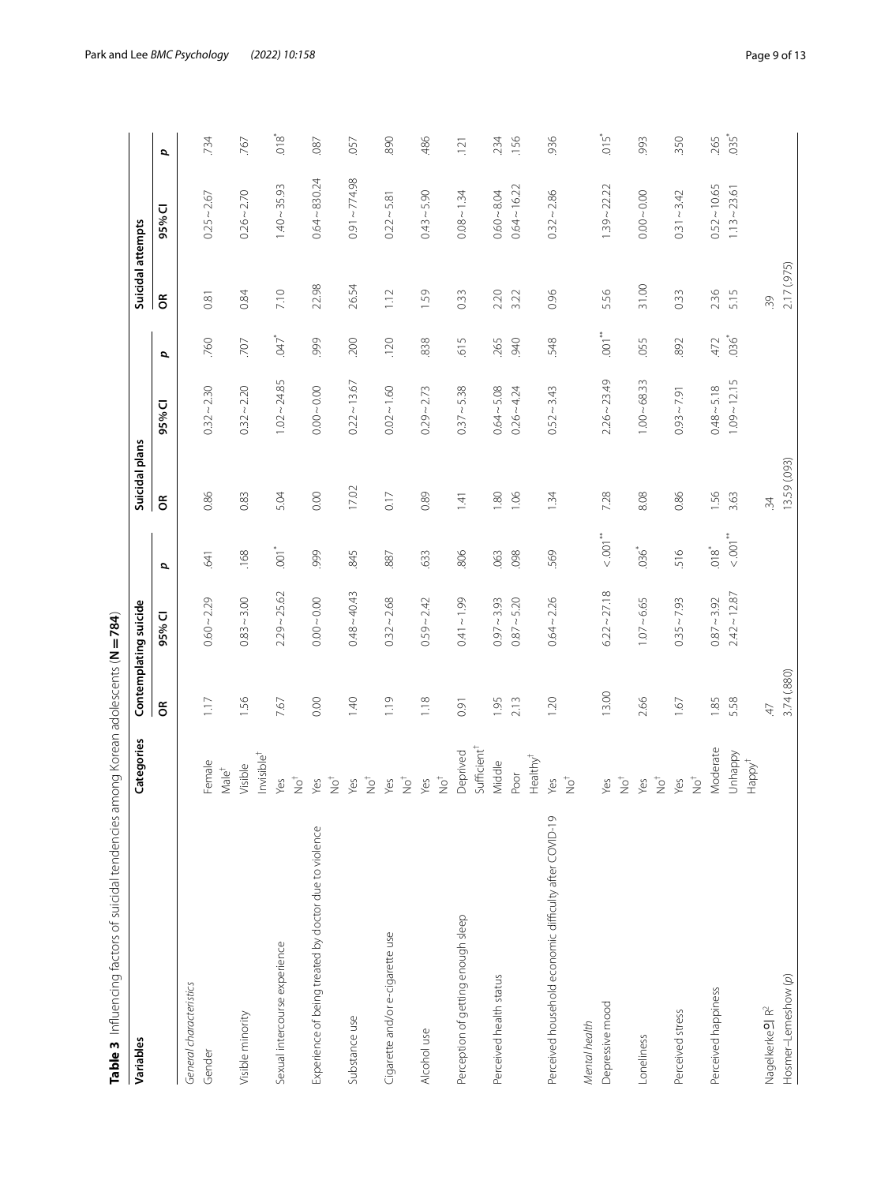**Table 3** Influencing factors of suicidal tendencies among Korean adolescents (**N = 784**)

| Variables | Categories | Contemplating suicide | | | Suicidal plans | | | Suicidal attempts | | |
|---|---|---|---|---|---|---|---|---|---|---|
| | | OR | 95% CI | *p* | OR | 95% CI | *p* | OR | 95% CI | *p* |
| *General characteristics* | | | | | | | | | | |
| Gender | Female | 1.17 | 0.60 ~ 2.29 | .641 | 0.86 | 0.32 ~ 2.30 | .760 | 0.81 | 0.25 ~ 2.67 | .734 |
| | Male† | | | | | | | | | |
| Visible minority | Visible | 1.56 | 0.83 ~ 3.00 | .168 | 0.83 | 0.32 ~ 2.20 | .707 | 0.84 | 0.26 ~ 2.70 | .767 |
| | Invisible† | | | | | | | | | |
| Sexual intercourse experience | Yes | 7.67 | 2.29 ~ 25.62 | .001* | 5.04 | 1.02 ~ 24.85 | .047* | 7.10 | 1.40 ~ 35.93 | .018* |
| | No† | | | | | | | | | |
| Experience of being treated by doctor due to violence | Yes | 0.00 | 0.00 ~ 0.00 | .999 | 0.00 | 0.00 ~ 0.00 | .999 | 22.98 | 0.64 ~ 830.24 | .087 |
| | No† | | | | | | | | | |
| Substance use | Yes | 1.40 | 0.48 ~ 40.43 | .845 | 17.02 | 0.22 ~ 13.67 | .200 | 26.54 | 0.91 ~ 774.98 | .057 |
| | No† | | | | | | | | | |
| Cigarette and/or e-cigarette use | Yes | 1.19 | 0.32 ~ 2.68 | .887 | 0.17 | 0.02 ~ 1.60 | .120 | 1.12 | 0.22 ~ 5.81 | .890 |
| | No† | | | | | | | | | |
| Alcohol use | Yes | 1.18 | 0.59 ~ 2.42 | .633 | 0.89 | 0.29 ~ 2.73 | .838 | 1.59 | 0.43 ~ 5.90 | .486 |
| | No† | | | | | | | | | |
| Perception of getting enough sleep | Deprived | 0.91 | 0.41 ~ 1.99 | .806 | 1.41 | 0.37 ~ 5.38 | .615 | 0.33 | 0.08 ~ 1.34 | .121 |
| | Sufficient† | | | | | | | | | |
| Perceived health status | Middle | 1.95 | 0.97 ~ 3.93 | .063 | 1.80 | 0.64 ~ 5.08 | .265 | 2.20 | 0.60 ~ 8.04 | .234 |
| | Poor | 2.13 | 0.87 ~ 5.20 | .098 | 1.06 | 0.26 ~ 4.24 | .940 | 3.22 | 0.64 ~ 16.22 | .156 |
| | Healthy† | | | | | | | | | |
| Perceived household economic difficulty after COVID-19 | Yes | 1.20 | 0.64 ~ 2.26 | .569 | 1.34 | 0.52 ~ 3.43 | .548 | 0.96 | 0.32 ~ 2.86 | .936 |
| | No† | | | | | | | | | |
| *Mental health* | | | | | | | | | | |
| Depressive mood | Yes | 13.00 | 6.22 ~ 27.18 | < .001** | 7.28 | 2.26 ~ 23.49 | .001** | 5.56 | 1.39 ~ 22.22 | .015* |
| | No† | | | | | | | | | |
| Loneliness | Yes | 2.66 | 1.07 ~ 6.65 | .036* | 8.08 | 1.00 ~ 68.33 | .055 | 31.00 | 0.00 ~ 0.00 | .993 |
| | No† | | | | | | | | | |
| Perceived stress | Yes | 1.67 | 0.35 ~ 7.93 | .516 | 0.86 | 0.93 ~ 7.91 | .892 | 0.33 | 0.31 ~ 3.42 | .350 |
| | No† | | | | | | | | | |
| Perceived happiness | Moderate | 1.85 | 0.87 ~ 3.92 | .018* | 1.56 | 0.48 ~ 5.18 | .472 | 2.36 | 0.52 ~ 10.65 | .265 |
| | Unhappy | 5.58 | 2.42 ~ 12.87 | < .001** | 3.63 | 1.09 ~ 12.15 | .036* | 5.15 | 1.13 ~ 23.61 | .035* |
| | Happy† | | | | | | | | | |
| Nagelkerke의 $R^2$ | | .47 | | | .34 | | | .39 | | |
| Hosmer–Lemeshow (*p*) | | 3.74 (.880) | | | 13.59 (.093) | | | 2.17 (.975) | | |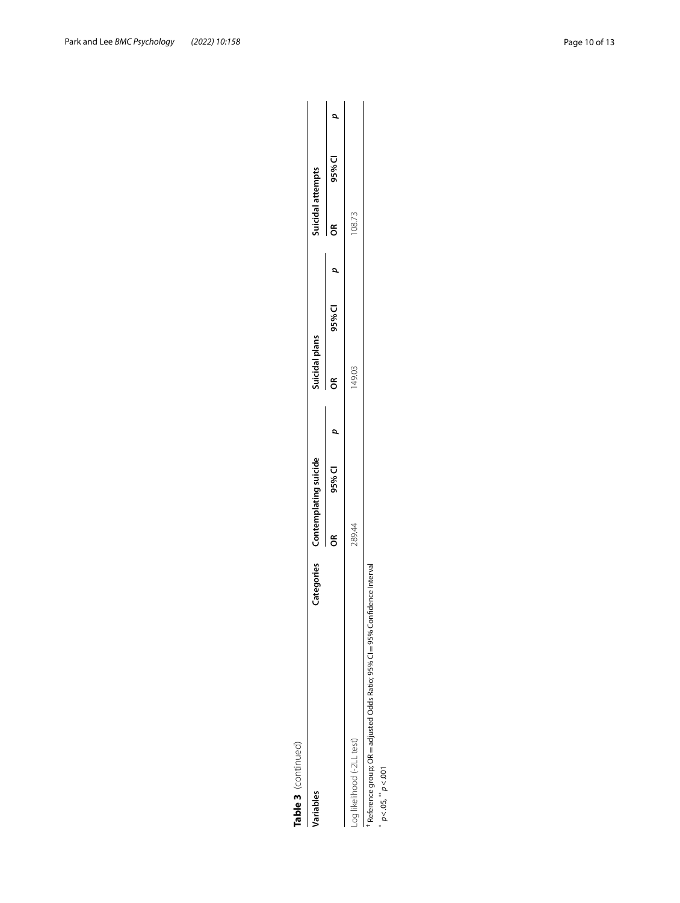**Table 3** (continued)

| Variables | Categories | Contemplating suicide | | | Suicidal plans | | | Suicidal attempts | | |
|---|---|---|---|---|---|---|---|---|---|---|
| | | OR | 95% CI | *p* | OR | 95% CI | *p* | OR | 95% CI | *p* |
| Log likelihood (-2LL test) | | 289.44 | | | 149.03 | | | 108.73 | | |

[†] Reference group; OR = adjusted Odds Ratio; 95% CI = 95% Confidence Interval

[*] $p < .05$, [**] $p < .001$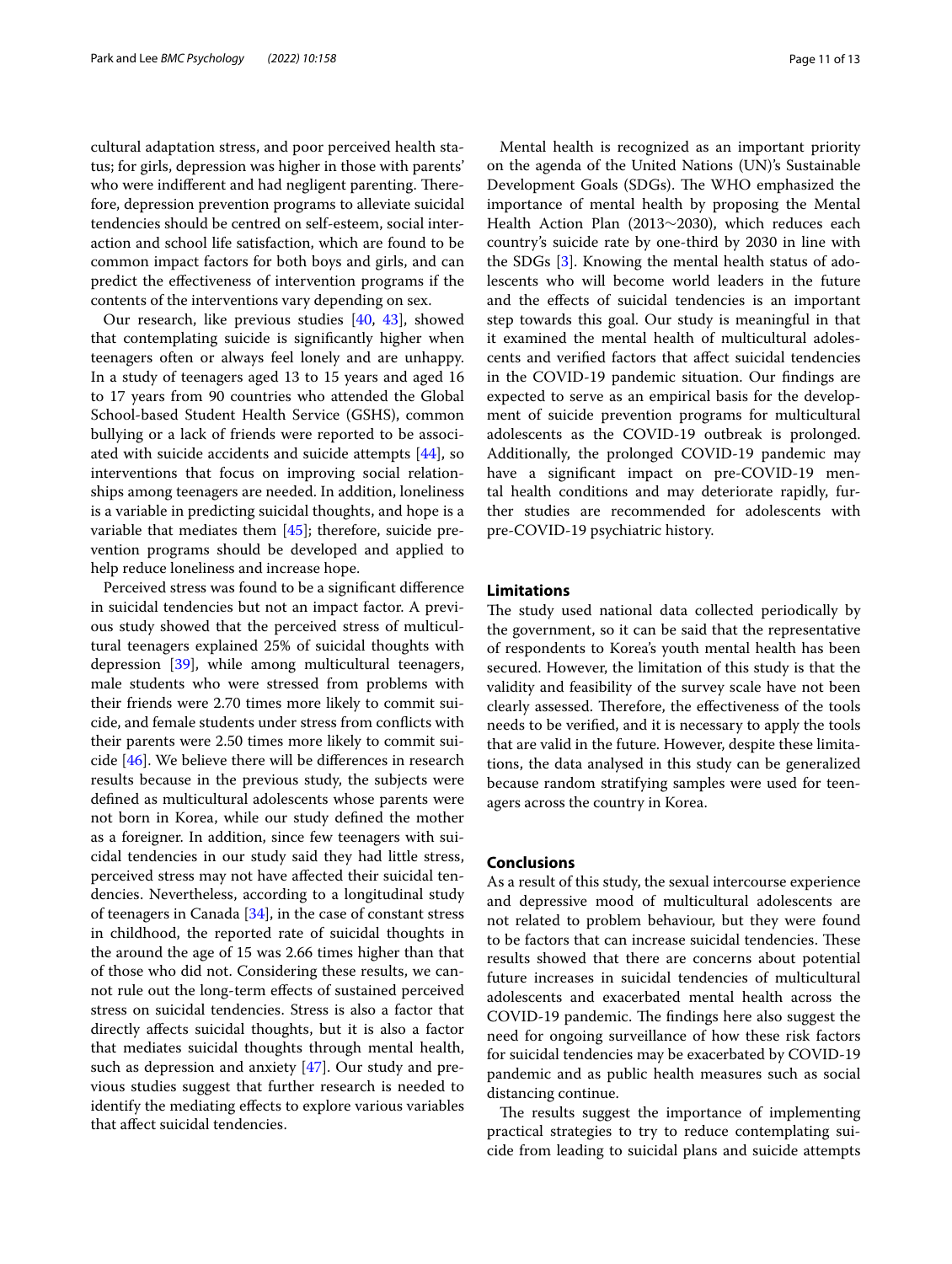cultural adaptation stress, and poor perceived health status; for girls, depression was higher in those with parents' who were indifferent and had negligent parenting. Therefore, depression prevention programs to alleviate suicidal tendencies should be centred on self-esteem, social interaction and school life satisfaction, which are found to be common impact factors for both boys and girls, and can predict the effectiveness of intervention programs if the contents of the interventions vary depending on sex.

Our research, like previous studies [40, 43], showed that contemplating suicide is significantly higher when teenagers often or always feel lonely and are unhappy. In a study of teenagers aged 13 to 15 years and aged 16 to 17 years from 90 countries who attended the Global School-based Student Health Service (GSHS), common bullying or a lack of friends were reported to be associated with suicide accidents and suicide attempts [44], so interventions that focus on improving social relationships among teenagers are needed. In addition, loneliness is a variable in predicting suicidal thoughts, and hope is a variable that mediates them [45]; therefore, suicide prevention programs should be developed and applied to help reduce loneliness and increase hope.

Perceived stress was found to be a significant difference in suicidal tendencies but not an impact factor. A previous study showed that the perceived stress of multicultural teenagers explained 25% of suicidal thoughts with depression [39], while among multicultural teenagers, male students who were stressed from problems with their friends were 2.70 times more likely to commit suicide, and female students under stress from conflicts with their parents were 2.50 times more likely to commit suicide [46]. We believe there will be differences in research results because in the previous study, the subjects were defined as multicultural adolescents whose parents were not born in Korea, while our study defined the mother as a foreigner. In addition, since few teenagers with suicidal tendencies in our study said they had little stress, perceived stress may not have affected their suicidal tendencies. Nevertheless, according to a longitudinal study of teenagers in Canada [34], in the case of constant stress in childhood, the reported rate of suicidal thoughts in the around the age of 15 was 2.66 times higher than that of those who did not. Considering these results, we cannot rule out the long-term effects of sustained perceived stress on suicidal tendencies. Stress is also a factor that directly affects suicidal thoughts, but it is also a factor that mediates suicidal thoughts through mental health, such as depression and anxiety [47]. Our study and previous studies suggest that further research is needed to identify the mediating effects to explore various variables that affect suicidal tendencies.

Mental health is recognized as an important priority on the agenda of the United Nations (UN)'s Sustainable Development Goals (SDGs). The WHO emphasized the importance of mental health by proposing the Mental Health Action Plan (2013~2030), which reduces each country's suicide rate by one-third by 2030 in line with the SDGs [3]. Knowing the mental health status of adolescents who will become world leaders in the future and the effects of suicidal tendencies is an important step towards this goal. Our study is meaningful in that it examined the mental health of multicultural adolescents and verified factors that affect suicidal tendencies in the COVID-19 pandemic situation. Our findings are expected to serve as an empirical basis for the development of suicide prevention programs for multicultural adolescents as the COVID-19 outbreak is prolonged. Additionally, the prolonged COVID-19 pandemic may have a significant impact on pre-COVID-19 mental health conditions and may deteriorate rapidly, further studies are recommended for adolescents with pre-COVID-19 psychiatric history.

## Limitations

The study used national data collected periodically by the government, so it can be said that the representative of respondents to Korea's youth mental health has been secured. However, the limitation of this study is that the validity and feasibility of the survey scale have not been clearly assessed. Therefore, the effectiveness of the tools needs to be verified, and it is necessary to apply the tools that are valid in the future. However, despite these limitations, the data analysed in this study can be generalized because random stratifying samples were used for teenagers across the country in Korea.

## Conclusions

As a result of this study, the sexual intercourse experience and depressive mood of multicultural adolescents are not related to problem behaviour, but they were found to be factors that can increase suicidal tendencies. These results showed that there are concerns about potential future increases in suicidal tendencies of multicultural adolescents and exacerbated mental health across the COVID-19 pandemic. The findings here also suggest the need for ongoing surveillance of how these risk factors for suicidal tendencies may be exacerbated by COVID-19 pandemic and as public health measures such as social distancing continue.

The results suggest the importance of implementing practical strategies to try to reduce contemplating suicide from leading to suicidal plans and suicide attempts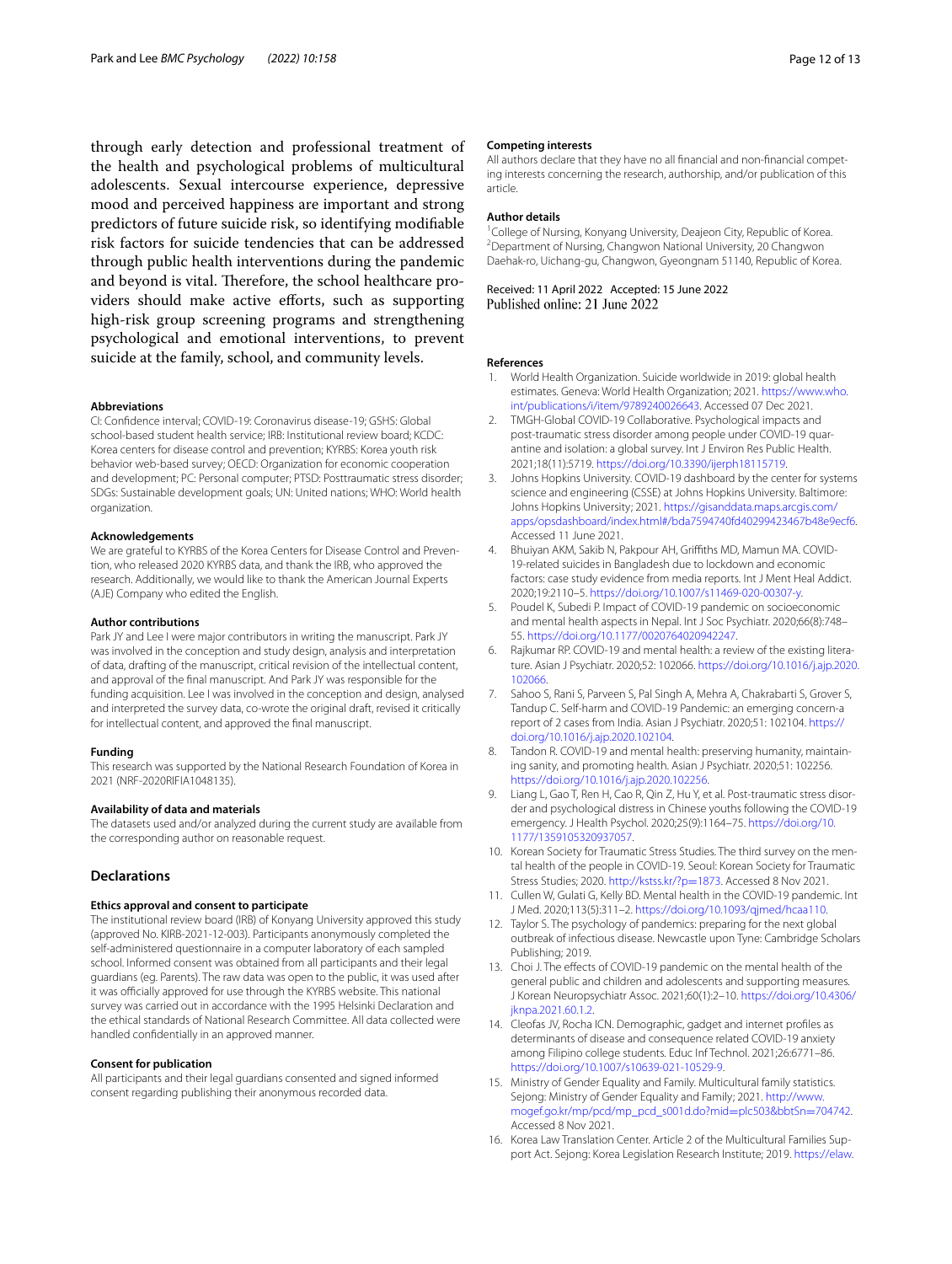through early detection and professional treatment of the health and psychological problems of multicultural adolescents. Sexual intercourse experience, depressive mood and perceived happiness are important and strong predictors of future suicide risk, so identifying modifiable risk factors for suicide tendencies that can be addressed through public health interventions during the pandemic and beyond is vital. Therefore, the school healthcare providers should make active efforts, such as supporting high-risk group screening programs and strengthening psychological and emotional interventions, to prevent suicide at the family, school, and community levels.

#### Abbreviations

CI: Confidence interval; COVID-19: Coronavirus disease-19; GSHS: Global school-based student health service; IRB: Institutional review board; KCDC: Korea centers for disease control and prevention; KYRBS: Korea youth risk behavior web-based survey; OECD: Organization for economic cooperation and development; PC: Personal computer; PTSD: Posttraumatic stress disorder; SDGs: Sustainable development goals; UN: United nations; WHO: World health organization.

#### Acknowledgements

We are grateful to KYRBS of the Korea Centers for Disease Control and Prevention, who released 2020 KYRBS data, and thank the IRB, who approved the research. Additionally, we would like to thank the American Journal Experts (AJE) Company who edited the English.

#### Author contributions

Park JY and Lee I were major contributors in writing the manuscript. Park JY was involved in the conception and study design, analysis and interpretation of data, drafting of the manuscript, critical revision of the intellectual content, and approval of the final manuscript. And Park JY was responsible for the funding acquisition. Lee I was involved in the conception and design, analysed and interpreted the survey data, co-wrote the original draft, revised it critically for intellectual content, and approved the final manuscript.

#### Funding

This research was supported by the National Research Foundation of Korea in 2021 (NRF-2020RIFIA1048135).

#### Availability of data and materials

The datasets used and/or analyzed during the current study are available from the corresponding author on reasonable request.

## Declarations

#### Ethics approval and consent to participate

The institutional review board (IRB) of Konyang University approved this study (approved No. KIRB-2021-12-003). Participants anonymously completed the self-administered questionnaire in a computer laboratory of each sampled school. Informed consent was obtained from all participants and their legal guardians (eg. Parents). The raw data was open to the public, it was used after it was officially approved for use through the KYRBS website. This national survey was carried out in accordance with the 1995 Helsinki Declaration and the ethical standards of National Research Committee. All data collected were handled confidentially in an approved manner.

#### Consent for publication

All participants and their legal guardians consented and signed informed consent regarding publishing their anonymous recorded data.

#### Competing interests

All authors declare that they have no all financial and non-financial competing interests concerning the research, authorship, and/or publication of this article.

#### Author details

[1]College of Nursing, Konyang University, Deajeon City, Republic of Korea. [2]Department of Nursing, Changwon National University, 20 Changwon Daehak-ro, Uichang-gu, Changwon, Gyeongnam 51140, Republic of Korea.

Received: 11 April 2022 Accepted: 15 June 2022
Published online: 21 June 2022

#### References

1. World Health Organization. Suicide worldwide in 2019: global health estimates. Geneva: World Health Organization; 2021. https://www.who.int/publications/i/item/9789240026643. Accessed 07 Dec 2021.
2. TMGH-Global COVID-19 Collaborative. Psychological impacts and post-traumatic stress disorder among people under COVID-19 quarantine and isolation: a global survey. Int J Environ Res Public Health. 2021;18(11):5719. https://doi.org/10.3390/ijerph18115719.
3. Johns Hopkins University. COVID-19 dashboard by the center for systems science and engineering (CSSE) at Johns Hopkins University. Baltimore: Johns Hopkins University; 2021. https://gisanddata.maps.arcgis.com/apps/opsdashboard/index.html#/bda7594740fd40299423467b48e9ecf6. Accessed 11 June 2021.
4. Bhuiyan AKM, Sakib N, Pakpour AH, Griffiths MD, Mamun MA. COVID-19-related suicides in Bangladesh due to lockdown and economic factors: case study evidence from media reports. Int J Ment Heal Addict. 2020;19:2110–5. https://doi.org/10.1007/s11469-020-00307-y.
5. Poudel K, Subedi P. Impact of COVID-19 pandemic on socioeconomic and mental health aspects in Nepal. Int J Soc Psychiatr. 2020;66(8):748–55. https://doi.org/10.1177/0020764020942247.
6. Rajkumar RP. COVID-19 and mental health: a review of the existing literature. Asian J Psychiatr. 2020;52: 102066. https://doi.org/10.1016/j.ajp.2020.102066.
7. Sahoo S, Rani S, Parveen S, Pal Singh A, Mehra A, Chakrabarti S, Grover S, Tandup C. Self-harm and COVID-19 Pandemic: an emerging concern-a report of 2 cases from India. Asian J Psychiatr. 2020;51: 102104. https://doi.org/10.1016/j.ajp.2020.102104.
8. Tandon R. COVID-19 and mental health: preserving humanity, maintaining sanity, and promoting health. Asian J Psychiatr. 2020;51: 102256. https://doi.org/10.1016/j.ajp.2020.102256.
9. Liang L, Gao T, Ren H, Cao R, Qin Z, Hu Y, et al. Post-traumatic stress disorder and psychological distress in Chinese youths following the COVID-19 emergency. J Health Psychol. 2020;25(9):1164–75. https://doi.org/10.1177/1359105320937057.
10. Korean Society for Traumatic Stress Studies. The third survey on the mental health of the people in COVID-19. Seoul: Korean Society for Traumatic Stress Studies; 2020. http://kstss.kr/?p=1873. Accessed 8 Nov 2021.
11. Cullen W, Gulati G, Kelly BD. Mental health in the COVID-19 pandemic. Int J Med. 2020;113(5):311–2. https://doi.org/10.1093/qjmed/hcaa110.
12. Taylor S. The psychology of pandemics: preparing for the next global outbreak of infectious disease. Newcastle upon Tyne: Cambridge Scholars Publishing; 2019.
13. Choi J. The effects of COVID-19 pandemic on the mental health of the general public and children and adolescents and supporting measures. J Korean Neuropsychiatr Assoc. 2021;60(1):2–10. https://doi.org/10.4306/jknpa.2021.60.1.2.
14. Cleofas JV, Rocha ICN. Demographic, gadget and internet profiles as determinants of disease and consequence related COVID-19 anxiety among Filipino college students. Educ Inf Technol. 2021;26:6771–86. https://doi.org/10.1007/s10639-021-10529-9.
15. Ministry of Gender Equality and Family. Multicultural family statistics. Sejong: Ministry of Gender Equality and Family; 2021. http://www.mogef.go.kr/mp/pcd/mp_pcd_s001d.do?mid=plc503&bbtSn=704742. Accessed 8 Nov 2021.
16. Korea Law Translation Center. Article 2 of the Multicultural Families Support Act. Sejong: Korea Legislation Research Institute; 2019. https://elaw.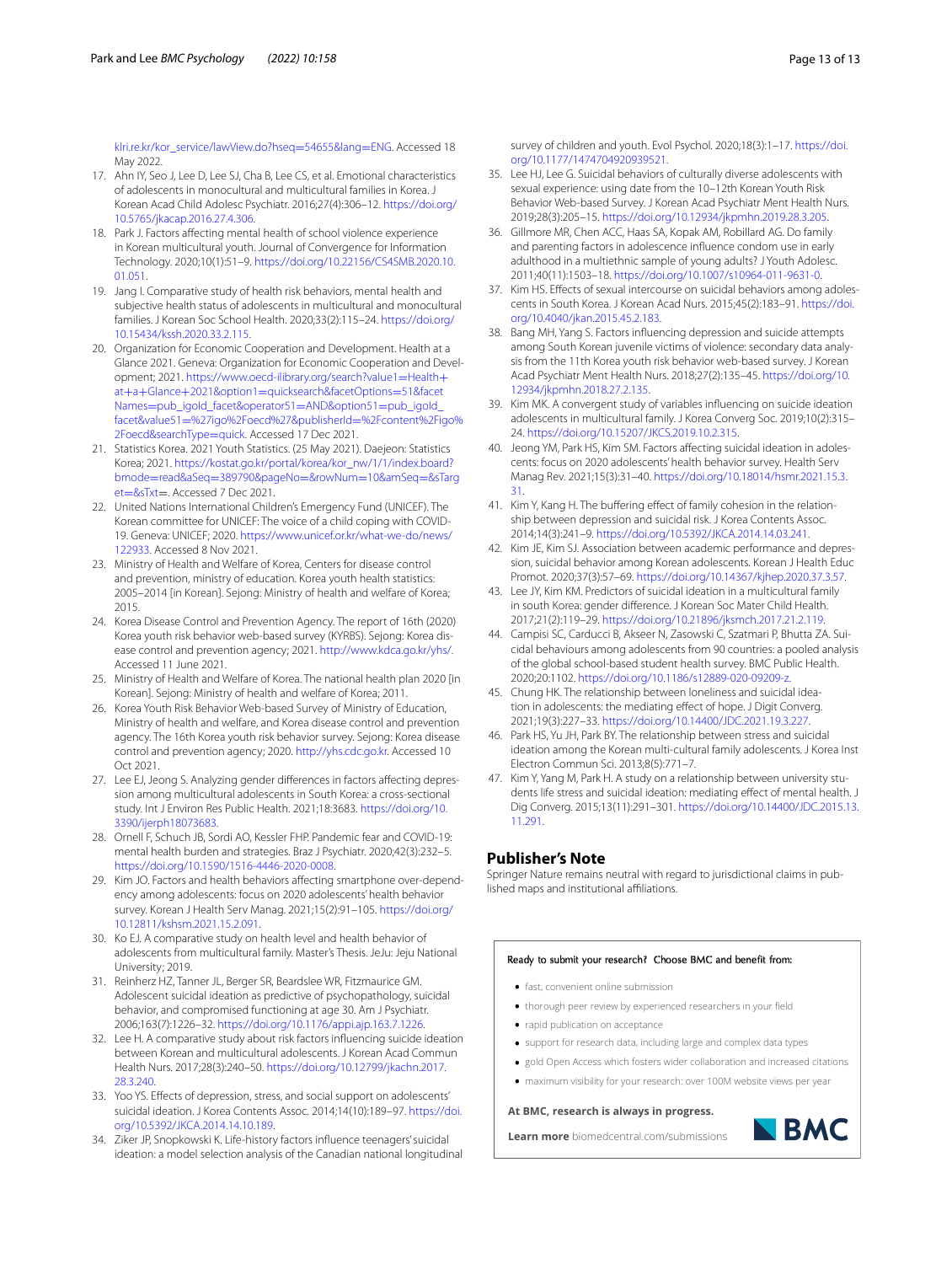klri.re.kr/kor_service/lawView.do?hseq=54655&lang=ENG. Accessed 18 May 2022.

17. Ahn IY, Seo J, Lee D, Lee SJ, Cha B, Lee CS, et al. Emotional characteristics of adolescents in monocultural and multicultural families in Korea. J Korean Acad Child Adolesc Psychiatr. 2016;27(4):306–12. https://doi.org/10.5765/jkacap.2016.27.4.306.
18. Park J. Factors affecting mental health of school violence experience in Korean multicultural youth. Journal of Convergence for Information Technology. 2020;10(1):51–9. https://doi.org/10.22156/CS4SMB.2020.10.01.051.
19. Jang I. Comparative study of health risk behaviors, mental health and subjective health status of adolescents in multicultural and monocultural families. J Korean Soc School Health. 2020;33(2):115–24. https://doi.org/10.15434/kssh.2020.33.2.115.
20. Organization for Economic Cooperation and Development. Health at a Glance 2021. Geneva: Organization for Economic Cooperation and Development; 2021. https://www.oecd-ilibrary.org/search?value1=Health+at+a+Glance+2021&option1=quicksearch&facetOptions=51&facetNames=pub_igold_facet&operator51=AND&option51=pub_igold_facet&value51=%27igo%2Foecd%27&publisherId=%2Fcontent%2Figo%2Foecd&searchType=quick. Accessed 17 Dec 2021.
21. Statistics Korea. 2021 Youth Statistics. (25 May 2021). Daejeon: Statistics Korea; 2021. https://kostat.go.kr/portal/korea/kor_nw/1/1/index.board?bmode=read&aSeq=389790&pageNo=&rowNum=10&amSeq=&sTarget=&sTxt=. Accessed 7 Dec 2021.
22. United Nations International Children's Emergency Fund (UNICEF). The Korean committee for UNICEF: The voice of a child coping with COVID-19. Geneva: UNICEF; 2020. https://www.unicef.or.kr/what-we-do/news/122933. Accessed 8 Nov 2021.
23. Ministry of Health and Welfare of Korea, Centers for disease control and prevention, ministry of education. Korea youth health statistics: 2005–2014 [in Korean]. Sejong: Ministry of health and welfare of Korea; 2015.
24. Korea Disease Control and Prevention Agency. The report of 16th (2020) Korea youth risk behavior web-based survey (KYRBS). Sejong: Korea disease control and prevention agency; 2021. http://www.kdca.go.kr/yhs/. Accessed 11 June 2021.
25. Ministry of Health and Welfare of Korea. The national health plan 2020 [in Korean]. Sejong: Ministry of health and welfare of Korea; 2011.
26. Korea Youth Risk Behavior Web-based Survey of Ministry of Education, Ministry of health and welfare, and Korea disease control and prevention agency. The 16th Korea youth risk behavior survey. Sejong: Korea disease control and prevention agency; 2020. http://yhs.cdc.go.kr. Accessed 10 Oct 2021.
27. Lee EJ, Jeong S. Analyzing gender differences in factors affecting depression among multicultural adolescents in South Korea: a cross-sectional study. Int J Environ Res Public Health. 2021;18:3683. https://doi.org/10.3390/ijerph18073683.
28. Ornell F, Schuch JB, Sordi AO, Kessler FHP. Pandemic fear and COVID-19: mental health burden and strategies. Braz J Psychiatr. 2020;42(3):232–5. https://doi.org/10.1590/1516-4446-2020-0008.
29. Kim JO. Factors and health behaviors affecting smartphone over-dependency among adolescents: focus on 2020 adolescents' health behavior survey. Korean J Health Serv Manag. 2021;15(2):91–105. https://doi.org/10.12811/kshsm.2021.15.2.091.
30. Ko EJ. A comparative study on health level and health behavior of adolescents from multicultural family. Master's Thesis. JeJu: Jeju National University; 2019.
31. Reinherz HZ, Tanner JL, Berger SR, Beardslee WR, Fitzmaurice GM. Adolescent suicidal ideation as predictive of psychopathology, suicidal behavior, and compromised functioning at age 30. Am J Psychiatr. 2006;163(7):1226–32. https://doi.org/10.1176/appi.ajp.163.7.1226.
32. Lee H. A comparative study about risk factors influencing suicide ideation between Korean and multicultural adolescents. J Korean Acad Commun Health Nurs. 2017;28(3):240–50. https://doi.org/10.12799/jkachn.2017.28.3.240.
33. Yoo YS. Effects of depression, stress, and social support on adolescents' suicidal ideation. J Korea Contents Assoc. 2014;14(10):189–97. https://doi.org/10.5392/JKCA.2014.14.10.189.
34. Ziker JP, Snopkowski K. Life-history factors influence teenagers' suicidal ideation: a model selection analysis of the Canadian national longitudinal survey of children and youth. Evol Psychol. 2020;18(3):1–17. https://doi.org/10.1177/1474704920939521.
35. Lee HJ, Lee G. Suicidal behaviors of culturally diverse adolescents with sexual experience: using date from the 10–12th Korean Youth Risk Behavior Web-based Survey. J Korean Acad Psychiatr Ment Health Nurs. 2019;28(3):205–15. https://doi.org/10.12934/jkpmhn.2019.28.3.205.
36. Gillmore MR, Chen ACC, Haas SA, Kopak AM, Robillard AG. Do family and parenting factors in adolescence influence condom use in early adulthood in a multiethnic sample of young adults? J Youth Adolesc. 2011;40(11):1503–18. https://doi.org/10.1007/s10964-011-9631-0.
37. Kim HS. Effects of sexual intercourse on suicidal behaviors among adolescents in South Korea. J Korean Acad Nurs. 2015;45(2):183–91. https://doi.org/10.4040/jkan.2015.45.2.183.
38. Bang MH, Yang S. Factors influencing depression and suicide attempts among South Korean juvenile victims of violence: secondary data analysis from the 11th Korea youth risk behavior web-based survey. J Korean Acad Psychiatr Ment Health Nurs. 2018;27(2):135–45. https://doi.org/10.12934/jkpmhn.2018.27.2.135.
39. Kim MK. A convergent study of variables influencing on suicide ideation adolescents in multicultural family. J Korea Converg Soc. 2019;10(2):315–24. https://doi.org/10.15207/JKCS.2019.10.2.315.
40. Jeong YM, Park HS, Kim SM. Factors affecting suicidal ideation in adolescents: focus on 2020 adolescents' health behavior survey. Health Serv Manag Rev. 2021;15(3):31–40. https://doi.org/10.18014/hsmr.2021.15.3.31.
41. Kim Y, Kang H. The buffering effect of family cohesion in the relationship between depression and suicidal risk. J Korea Contents Assoc. 2014;14(3):241–9. https://doi.org/10.5392/JKCA.2014.14.03.241.
42. Kim JE, Kim SJ. Association between academic performance and depression, suicidal behavior among Korean adolescents. Korean J Health Educ Promot. 2020;37(3):57–69. https://doi.org/10.14367/kjhep.2020.37.3.57.
43. Lee JY, Kim KM. Predictors of suicidal ideation in a multicultural family in south Korea: gender difference. J Korean Soc Mater Child Health. 2017;21(2):119–29. https://doi.org/10.21896/jksmch.2017.21.2.119.
44. Campisi SC, Carducci B, Akseer N, Zasowski C, Szatmari P, Bhutta ZA. Suicidal behaviours among adolescents from 90 countries: a pooled analysis of the global school-based student health survey. BMC Public Health. 2020;20:1102. https://doi.org/10.1186/s12889-020-09209-z.
45. Chung HK. The relationship between loneliness and suicidal ideation in adolescents: the mediating effect of hope. J Digit Converg. 2021;19(3):227–33. https://doi.org/10.14400/JDC.2021.19.3.227.
46. Park HS, Yu JH, Park BY. The relationship between stress and suicidal ideation among the Korean multi-cultural family adolescents. J Korea Inst Electron Commun Sci. 2013;8(5):771–7.
47. Kim Y, Yang M, Park H. A study on a relationship between university students life stress and suicidal ideation: mediating effect of mental health. J Dig Converg. 2015;13(11):291–301. https://doi.org/10.14400/JDC.2015.13.11.291.

## Publisher's Note

Springer Nature remains neutral with regard to jurisdictional claims in published maps and institutional affiliations.

Ready to submit your research? Choose BMC and benefit from:

- fast, convenient online submission
- thorough peer review by experienced researchers in your field
- rapid publication on acceptance
- support for research data, including large and complex data types
- gold Open Access which fosters wider collaboration and increased citations
- maximum visibility for your research: over 100M website views per year

**At BMC, research is always in progress.**

**Learn more** biomedcentral.com/submissions

BMC